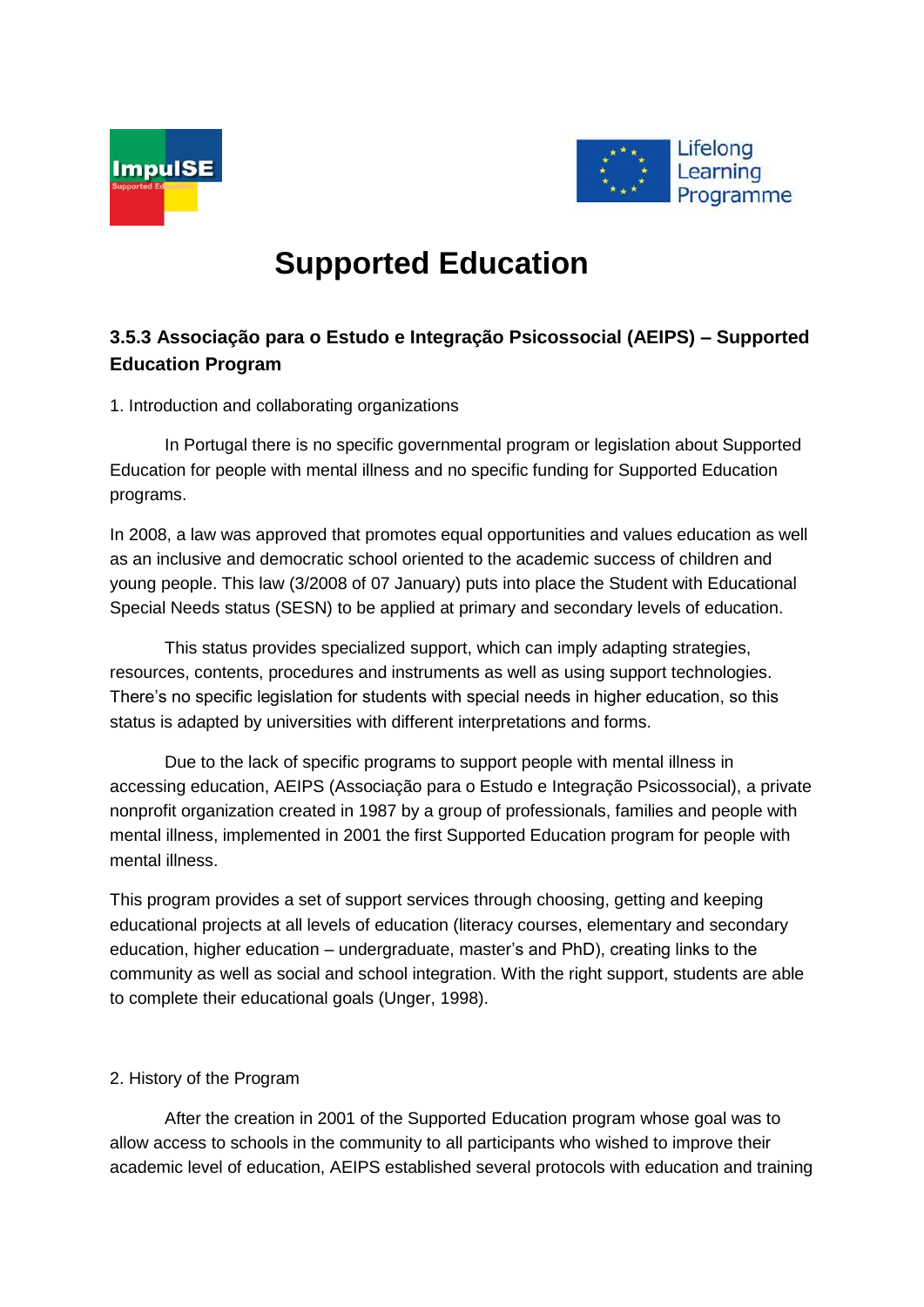# Supported Education

### 3.5.3 Associação para o Estudo e Integração Psicossocial (AEIPS) – Supported Education Program

1. Introduction and collaborating organizations

In Portugal there is no specific governmental program or legislation about Supported Education for people with mental illness and no specific funding for Supported Education programs.

In 2008, a law was approved that promotes equal opportunities and values education as well as an inclusive and democratic school oriented to the academic success of children and young people. This law (3/2008 of 07 January) puts into place the Student with Educational Special Needs status (SESN) to be applied at primary and secondary levels of education.

This status provides specialized support, which can imply adapting strategies, resources, contents, procedures and instruments as well as using support technologies. There's no specific legislation for students with special needs in higher education, so this status is adapted by universities with different interpretations and forms.

Due to the lack of specific programs to support people with mental illness in accessing education, AEIPS (Associação para o Estudo e Integração Psicossocial), a private nonprofit organization created in 1987 by a group of professionals, families and people with mental illness, implemented in 2001 the first Supported Education program for people with mental illness.

This program provides a set of support services through choosing, getting and keeping educational projects at all levels of education (literacy courses, elementary and secondary education, higher education – undergraduate, master's and PhD), creating links to the community as well as social and school integration. With the right support, students are able to complete their educational goals (Unger, 1998).

2. History of the Program

After the creation in 2001 of the Supported Education program whose goal was to allow access to schools in the community to all participants who wished to improve their academic level of education, AEIPS established several protocols with education and training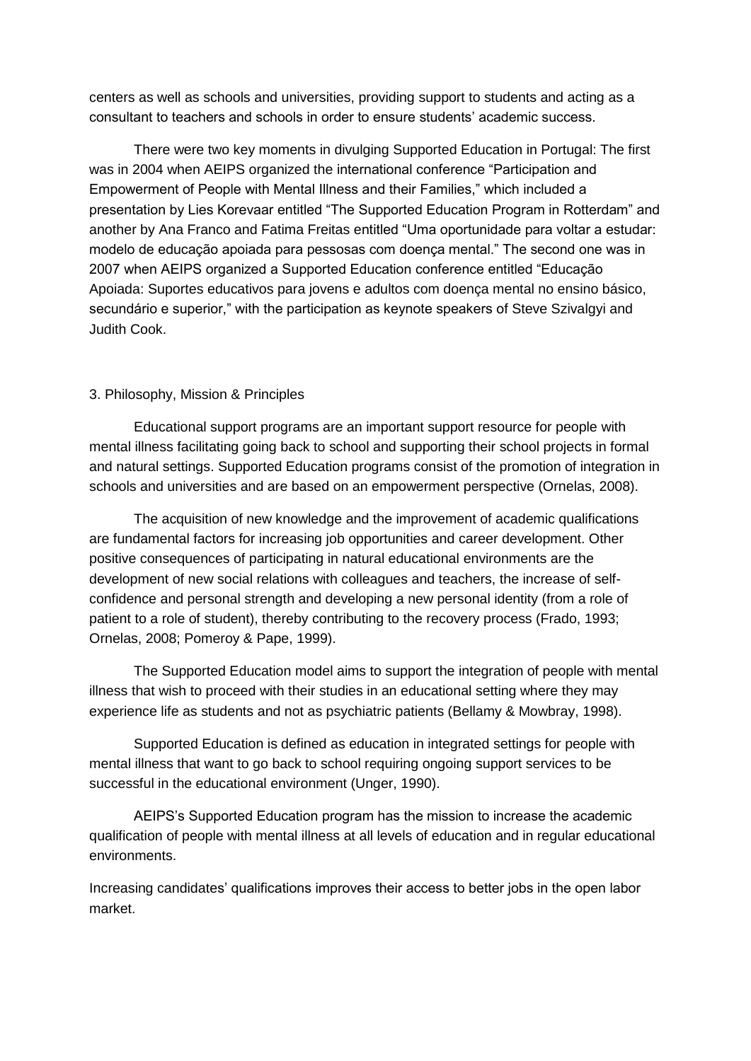centers as well as schools and universities, providing support to students and acting as a consultant to teachers and schools in order to ensure students' academic success.

There were two key moments in divulging Supported Education in Portugal: The first was in 2004 when AEIPS organized the international conference "Participation and Empowerment of People with Mental Illness and their Families," which included a presentation by Lies Korevaar entitled "The Supported Education Program in Rotterdam" and another by Ana Franco and Fatima Freitas entitled "Uma oportunidade para voltar a estudar: modelo de educação apoiada para pessosas com doença mental." The second one was in 2007 when AEIPS organized a Supported Education conference entitled "Educação Apoiada: Suportes educativos para jovens e adultos com doença mental no ensino básico, secundário e superior," with the participation as keynote speakers of Steve Szivalgyi and Judith Cook.

## 3. Philosophy, Mission & Principles

Educational support programs are an important support resource for people with mental illness facilitating going back to school and supporting their school projects in formal and natural settings. Supported Education programs consist of the promotion of integration in schools and universities and are based on an empowerment perspective (Ornelas, 2008).

The acquisition of new knowledge and the improvement of academic qualifications are fundamental factors for increasing job opportunities and career development. Other positive consequences of participating in natural educational environments are the development of new social relations with colleagues and teachers, the increase of self-confidence and personal strength and developing a new personal identity (from a role of patient to a role of student), thereby contributing to the recovery process (Frado, 1993; Ornelas, 2008; Pomeroy & Pape, 1999).

The Supported Education model aims to support the integration of people with mental illness that wish to proceed with their studies in an educational setting where they may experience life as students and not as psychiatric patients (Bellamy & Mowbray, 1998).

Supported Education is defined as education in integrated settings for people with mental illness that want to go back to school requiring ongoing support services to be successful in the educational environment (Unger, 1990).

AEIPS's Supported Education program has the mission to increase the academic qualification of people with mental illness at all levels of education and in regular educational environments.

Increasing candidates' qualifications improves their access to better jobs in the open labor market.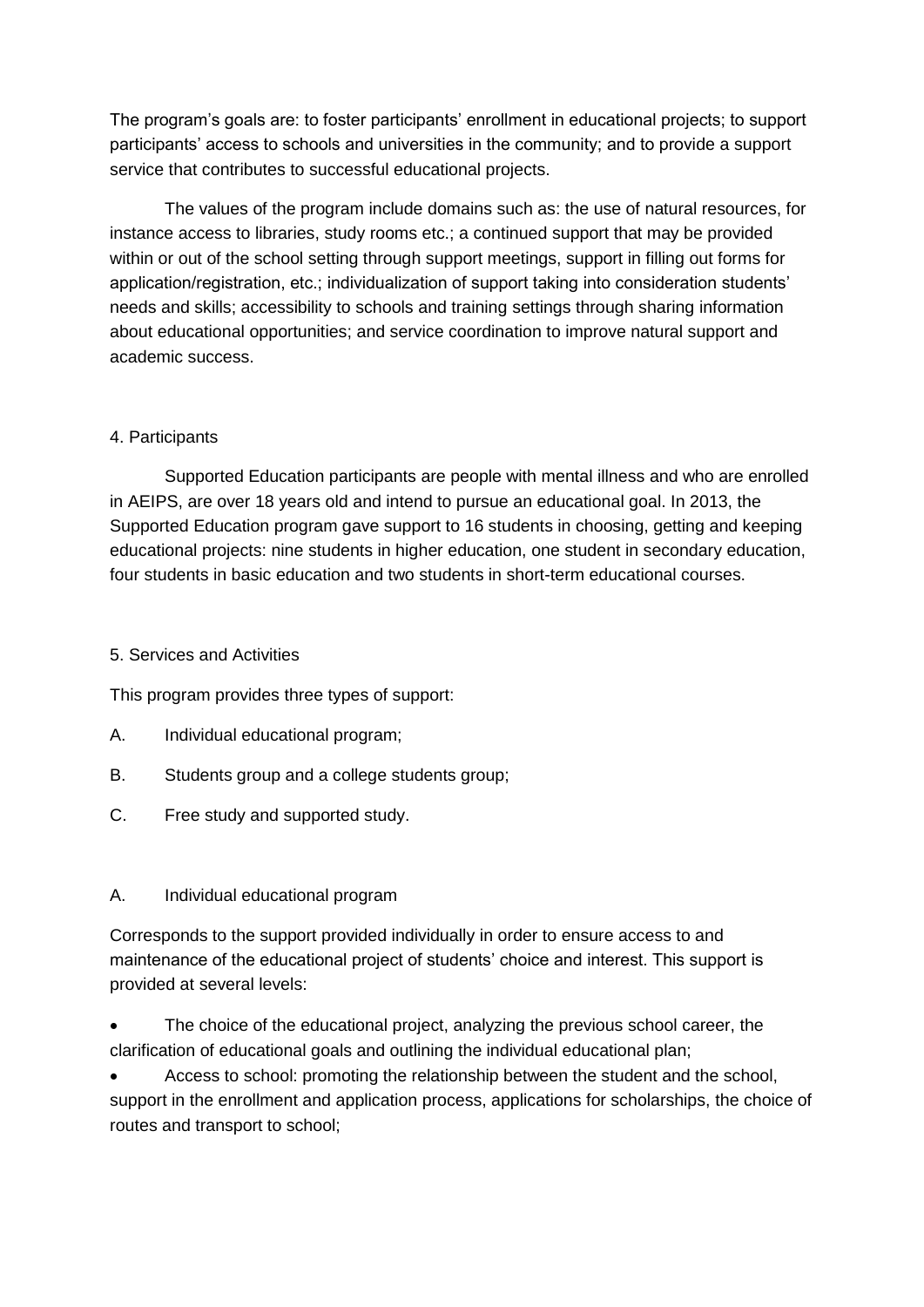The program's goals are: to foster participants' enrollment in educational projects; to support participants' access to schools and universities in the community; and to provide a support service that contributes to successful educational projects.

The values of the program include domains such as: the use of natural resources, for instance access to libraries, study rooms etc.; a continued support that may be provided within or out of the school setting through support meetings, support in filling out forms for application/registration, etc.; individualization of support taking into consideration students' needs and skills; accessibility to schools and training settings through sharing information about educational opportunities; and service coordination to improve natural support and academic success.

## 4. Participants

Supported Education participants are people with mental illness and who are enrolled in AEIPS, are over 18 years old and intend to pursue an educational goal. In 2013, the Supported Education program gave support to 16 students in choosing, getting and keeping educational projects: nine students in higher education, one student in secondary education, four students in basic education and two students in short-term educational courses.

## 5. Services and Activities

This program provides three types of support:

A. Individual educational program;

B. Students group and a college students group;

C. Free study and supported study.

### A. Individual educational program

Corresponds to the support provided individually in order to ensure access to and maintenance of the educational project of students' choice and interest. This support is provided at several levels:

- The choice of the educational project, analyzing the previous school career, the clarification of educational goals and outlining the individual educational plan;
- Access to school: promoting the relationship between the student and the school, support in the enrollment and application process, applications for scholarships, the choice of routes and transport to school;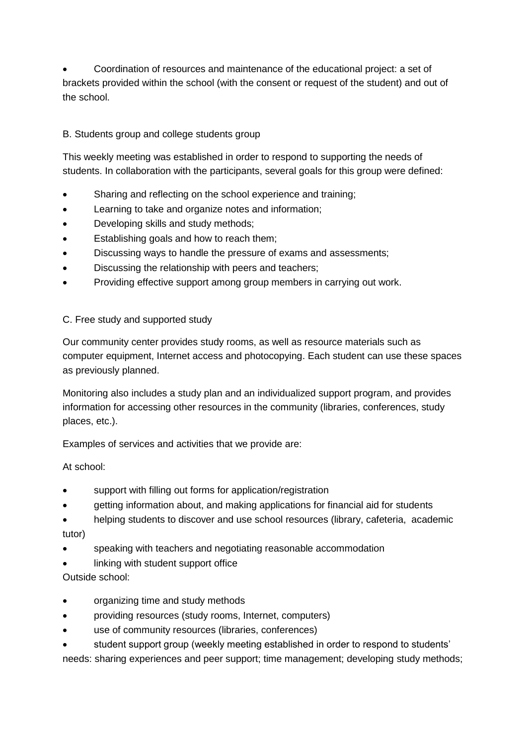- Coordination of resources and maintenance of the educational project: a set of brackets provided within the school (with the consent or request of the student) and out of the school.

B. Students group and college students group

This weekly meeting was established in order to respond to supporting the needs of students. In collaboration with the participants, several goals for this group were defined:

- Sharing and reflecting on the school experience and training;
- Learning to take and organize notes and information;
- Developing skills and study methods;
- Establishing goals and how to reach them;
- Discussing ways to handle the pressure of exams and assessments;
- Discussing the relationship with peers and teachers;
- Providing effective support among group members in carrying out work.

C. Free study and supported study

Our community center provides study rooms, as well as resource materials such as computer equipment, Internet access and photocopying. Each student can use these spaces as previously planned.

Monitoring also includes a study plan and an individualized support program, and provides information for accessing other resources in the community (libraries, conferences, study places, etc.).

Examples of services and activities that we provide are:

At school:

- support with filling out forms for application/registration
- getting information about, and making applications for financial aid for students
- helping students to discover and use school resources (library, cafeteria, academic tutor)
- speaking with teachers and negotiating reasonable accommodation
- linking with student support office

Outside school:

- organizing time and study methods
- providing resources (study rooms, Internet, computers)
- use of community resources (libraries, conferences)
- student support group (weekly meeting established in order to respond to students' needs: sharing experiences and peer support; time management; developing study methods;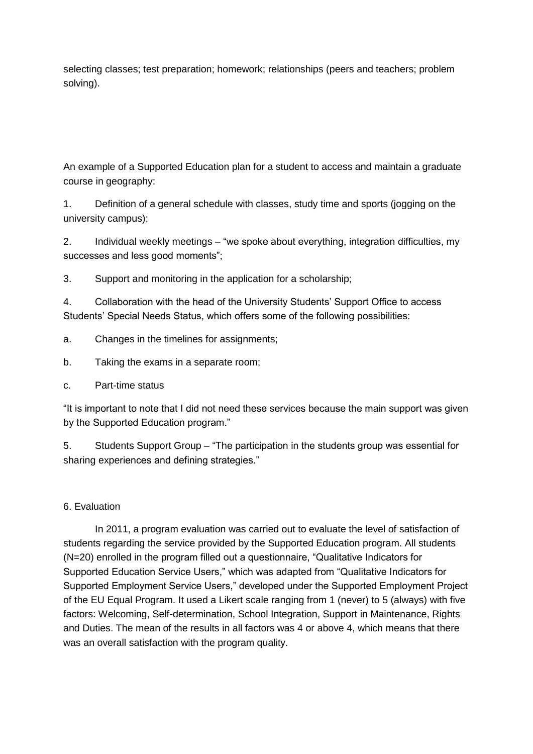selecting classes; test preparation; homework; relationships (peers and teachers; problem solving).

An example of a Supported Education plan for a student to access and maintain a graduate course in geography:

1. Definition of a general schedule with classes, study time and sports (jogging on the university campus);

2. Individual weekly meetings – "we spoke about everything, integration difficulties, my successes and less good moments";

3. Support and monitoring in the application for a scholarship;

4. Collaboration with the head of the University Students' Support Office to access Students' Special Needs Status, which offers some of the following possibilities:

   a. Changes in the timelines for assignments;

   b. Taking the exams in a separate room;

   c. Part-time status

"It is important to note that I did not need these services because the main support was given by the Supported Education program."

5. Students Support Group – "The participation in the students group was essential for sharing experiences and defining strategies."

## 6. Evaluation

In 2011, a program evaluation was carried out to evaluate the level of satisfaction of students regarding the service provided by the Supported Education program. All students (N=20) enrolled in the program filled out a questionnaire, "Qualitative Indicators for Supported Education Service Users," which was adapted from "Qualitative Indicators for Supported Employment Service Users," developed under the Supported Employment Project of the EU Equal Program. It used a Likert scale ranging from 1 (never) to 5 (always) with five factors: Welcoming, Self-determination, School Integration, Support in Maintenance, Rights and Duties. The mean of the results in all factors was 4 or above 4, which means that there was an overall satisfaction with the program quality.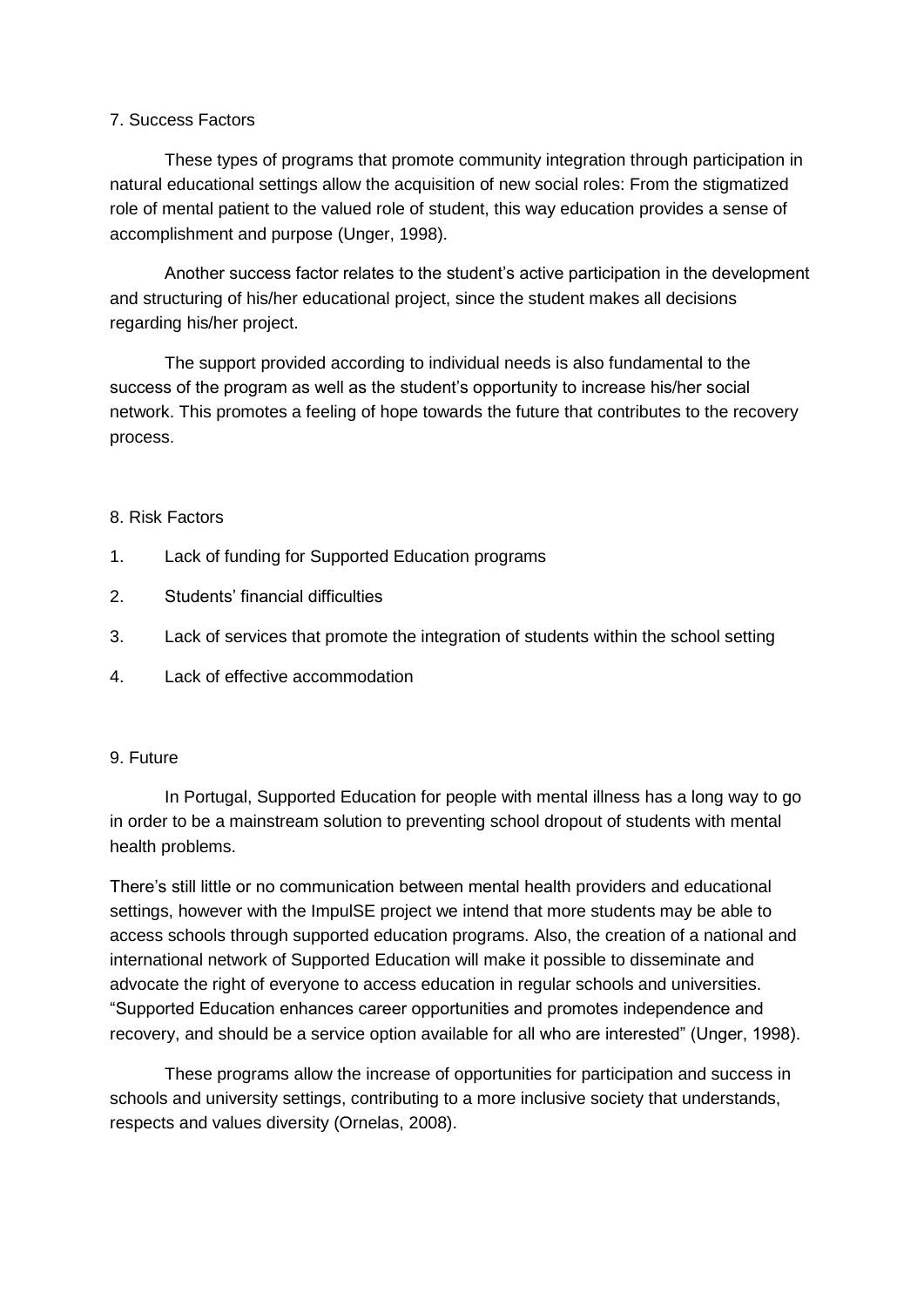## 7. Success Factors

These types of programs that promote community integration through participation in natural educational settings allow the acquisition of new social roles: From the stigmatized role of mental patient to the valued role of student, this way education provides a sense of accomplishment and purpose (Unger, 1998).

Another success factor relates to the student's active participation in the development and structuring of his/her educational project, since the student makes all decisions regarding his/her project.

The support provided according to individual needs is also fundamental to the success of the program as well as the student's opportunity to increase his/her social network. This promotes a feeling of hope towards the future that contributes to the recovery process.

## 8. Risk Factors

1. Lack of funding for Supported Education programs
2. Students' financial difficulties
3. Lack of services that promote the integration of students within the school setting
4. Lack of effective accommodation

## 9. Future

In Portugal, Supported Education for people with mental illness has a long way to go in order to be a mainstream solution to preventing school dropout of students with mental health problems.

There's still little or no communication between mental health providers and educational settings, however with the ImpulSE project we intend that more students may be able to access schools through supported education programs. Also, the creation of a national and international network of Supported Education will make it possible to disseminate and advocate the right of everyone to access education in regular schools and universities. "Supported Education enhances career opportunities and promotes independence and recovery, and should be a service option available for all who are interested" (Unger, 1998).

These programs allow the increase of opportunities for participation and success in schools and university settings, contributing to a more inclusive society that understands, respects and values diversity (Ornelas, 2008).